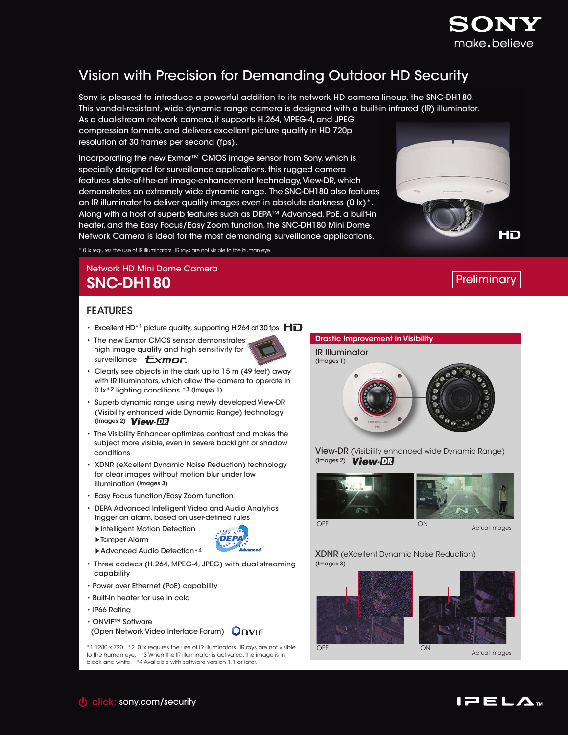# Vision with Precision for Demanding Outdoor HD Security

Sony is pleased to introduce a powerful addition to its network HD camera lineup, the SNC-DH180. This vandal-resistant, wide dynamic range camera is designed with a built-in infrared (IR) illuminator. As a dual-stream network camera, it supports H.264, MPEG-4, and JPEG compression formats, and delivers excellent picture quality in HD 720p resolution at 30 frames per second (fps).

Incorporating the new Exmor™ CMOS image sensor from Sony, which is specially designed for surveillance applications, this rugged camera features state-of-the-art image-enhancement technology, View-DR, which demonstrates an extremely wide dynamic range. The SNC-DH180 also features an IR illuminator to deliver quality images even in absolute darkness (0 lx)*. Along with a host of superb features such as DEPA™ Advanced, PoE, a built-in heater, and the Easy Focus/Easy Zoom function, the SNC-DH180 Mini Dome Network Camera is ideal for the most demanding surveillance applications.

\* 0 lx requires the use of IR illuminators. IR rays are not visible to the human eye.

Network HD Mini Dome Camera

## SNC-DH180

Preliminary

## FEATURES

- Excellent HD*1 picture quality, supporting H.264 at 30 fps
- The new Exmor CMOS sensor demonstrates high image quality and high sensitivity for surveillance
- Clearly see objects in the dark up to 15 m (49 feet) away with IR Illuminators, which allow the camera to operate in 0 lx*2 lighting conditions *3 (Images 1)
- Superb dynamic range using newly developed View-DR (Visibility enhanced wide Dynamic Range) technology (Images 2)
- The Visibility Enhancer optimizes contrast and makes the subject more visible, even in severe backlight or shadow conditions
- XDNR (eXcellent Dynamic Noise Reduction) technology for clear images without motion blur under low illumination (Images 3)
- Easy Focus function/Easy Zoom function
- DEPA Advanced Intelligent Video and Audio Analytics trigger an alarm, based on user-defined rules
  - ▶Intelligent Motion Detection
  - ▶Tamper Alarm
  - ▶Advanced Audio Detection*4
- Three codecs (H.264, MPEG-4, JPEG) with dual streaming capability
- Power over Ethernet (PoE) capability
- Built-in heater for use in cold
- IP66 Rating
- ONVIF™ Software (Open Network Video Interface Forum)

*1 1280 x 720 *2 0 lx requires the use of IR illuminators. IR rays are not visible to the human eye. *3 When the IR illuminator is activated, the image is in black and white. *4 Available with software version 1.1 or later.

### Drastic Improvement in Visibility

**IR Illuminator**
(Images 1)

**View-DR** (Visibility enhanced wide Dynamic Range)
(Images 2)

OFF ON Actual Images

**XDNR** (eXcellent Dynamic Noise Reduction)
(Images 3)

OFF ON Actual Images

click: sony.com/security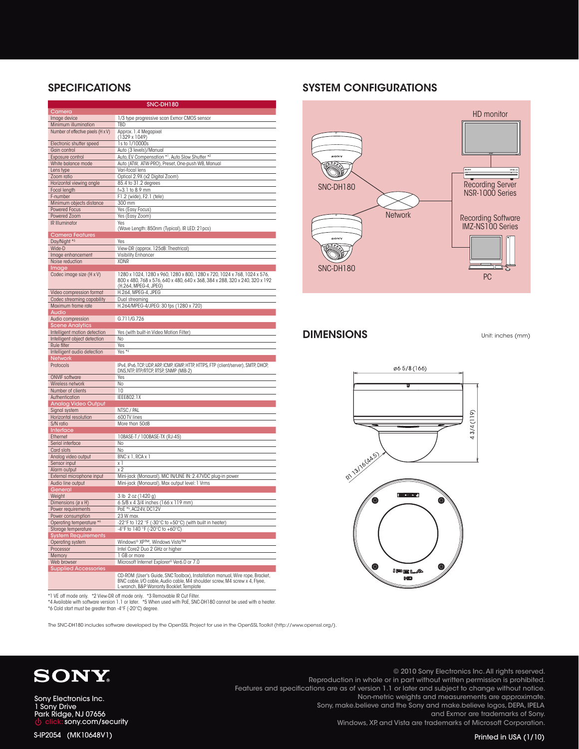## SPECIFICATIONS

| | SNC-DH180 |
|---|---|
| **Camera** | |
| Image device | 1/3 type progressive scan Exmor CMOS sensor |
| Minimum illumination | TBD |
| Number of effective pixels (H x V) | Approx. 1.4 Megapixel (1329 x 1049) |
| Electronic shutter speed | 1s to 1/10000s |
| Gain control | Auto (3 levels)/Manual |
| Exposure control | Auto, EV Compensation *1, Auto Slow Shutter *2 |
| White balance mode | Auto (ATW, ATW-PRO), Preset, One-push WB, Manual |
| Lens type | Vari-focal lens |
| Zoom ratio | Optical 2.9X (x2 Digital Zoom) |
| Horizontal viewing angle | 85.4 to 31.2 degrees |
| Focal length | f=3.1 to 8.9 mm |
| F-number | F1.2 (wide), F2.1 (tele) |
| Minimum objects distance | 300 mm |
| Powered Focus | Yes (Easy Focus) |
| Powered Zoom | Yes (Easy Zoom) |
| IR Illuminator | Yes (Wave Length: 850nm (Typical), IR LED: 21pcs) |
| **Camera Features** | |
| Day/Night *3 | Yes |
| Wide-D | View-DR (approx. 125dB:Theatrical) |
| Image enhancement | Visibility Enhancer |
| Noise reduction | XDNR |
| **Image** | |
| Codec image size (H x V) | 1280 x 1024, 1280 x 960, 1280 x 800, 1280 x 720, 1024 x 768, 1024 x 576, 800 x 480, 768 x 576, 640 x 480, 640 x 368, 384 x 288, 320 x 240, 320 x 192 (H.264, MPEG-4, JPEG) |
| Video compression format | H.264, MPEG-4, JPEG |
| Codec streaming capability | Dual streaming |
| Maximum frame rate | H.264/MPEG-4/JPEG: 30 fps (1280 x 720) |
| **Audio** | |
| Audio compression | G.711/G.726 |
| **Scene Analytics** | |
| Intelligent motion detection | Yes (with built-in Video Motion Filter) |
| Intelligent object detection | No |
| Rule filter | Yes |
| Intelligent audio detection | Yes *4 |
| **Network** | |
| Protocols | IPv4, IPv6, TCP, UDP, ARP, ICMP, IGMP, HTTP, HTTPS, FTP (client/server), SMTP, DHCP, DNS, NTP, RTP/RTCP, RTSP, SNMP (MIB-2) |
| ONVIF software | Yes |
| Wireless network | No |
| Number of clients | 10 |
| Authentication | IEEE802.1X |
| **Analog Video Output** | |
| Signal system | NTSC / PAL |
| Horizontal resolution | 600 TV lines |
| S/N ratio | More than 50dB |
| **Interface** | |
| Ethernet | 10BASE-T / 100BASE-TX (RJ-45) |
| Serial interface | No |
| Card slots | No |
| Analog video output | BNC x 1, RCA x 1 |
| Sensor input | x 1 |
| Alarm output | x 2 |
| External microphone input | Mini-jack (Monaural), MIC IN/LINE IN: 2.47VDC plug-in power |
| Audio line output | Mini-jack (Monaural), Max output level: 1 Vrms |
| **General** | |
| Weight | 3 lb 2 oz (1420 g) |
| Dimensions (ø x H) | 6 5/8 x 4 3/4 inches (166 x 119 mm) |
| Power requirements | PoE *5, AC24V, DC12V |
| Power consumption | 23 W max. |
| Operating temperature *6 | -22°F to 122 °F (-30°C to +50°C) (with built in heater) |
| Storage temperature | -4°F to 140 °F (-20°C to +60°C) |
| **System Requirements** | |
| Operating system | Windows® XP™, Windows Vista™ |
| Processor | Intel Core2 Duo 2 GHz or higher |
| Memory | 1 GB or more |
| Web browser | Microsoft Internet Explorer® Ver6.0 or 7.0 |
| **Supplied Accessories** | |
| | CD-ROM (User's Guide, SNC Toolbox), Installation manual, Wire rope, Bracket, BNC cable, I/O cable, Audio cable, M4 shoulder screw, M4 screw x 4, Flyee, L-wrench, B&P Warranty Booklet, Template |

*1 VE off mode only. *2 View-DR off mode only. *3 Removable IR Cut Filter.
*4 Available with software version 1.1 or later. *5 When used with PoE, SNC-DH180 cannot be used with a heater.
*6 Cold start must be greater than -4°F (-20°C) degree.

The SNC-DH180 includes software developed by the OpenSSL Project for use in the OpenSSL Toolkit (http://www.openssl.org/).

## SYSTEM CONFIGURATIONS

SNC-DH180
SNC-DH180
Network
HD monitor
Recording Server NSR-1000 Series
Recording Software IMZ-NS100 Series
PC

## DIMENSIONS

Unit: inches (mm)

ø6 5/8 (166)
4 3/4 (119)
R1 13/16 (44.5)

**SONY**

Sony Electronics Inc.
1 Sony Drive
Park Ridge, NJ 07656
click: sony.com/security

S-IP2054 (MK10648V1)

© 2010 Sony Electronics Inc. All rights reserved.
Reproduction in whole or in part without written permission is prohibited.
Features and specifications are as of version 1.1 or later and subject to change without notice.
Non-metric weights and measurements are approximate.
Sony, make.believe and the Sony and make.believe logos, DEPA, IPELA and Exmor are trademarks of Sony.
Windows, XP, and Vista are trademarks of Microsoft Corporation.

Printed in USA (1/10)